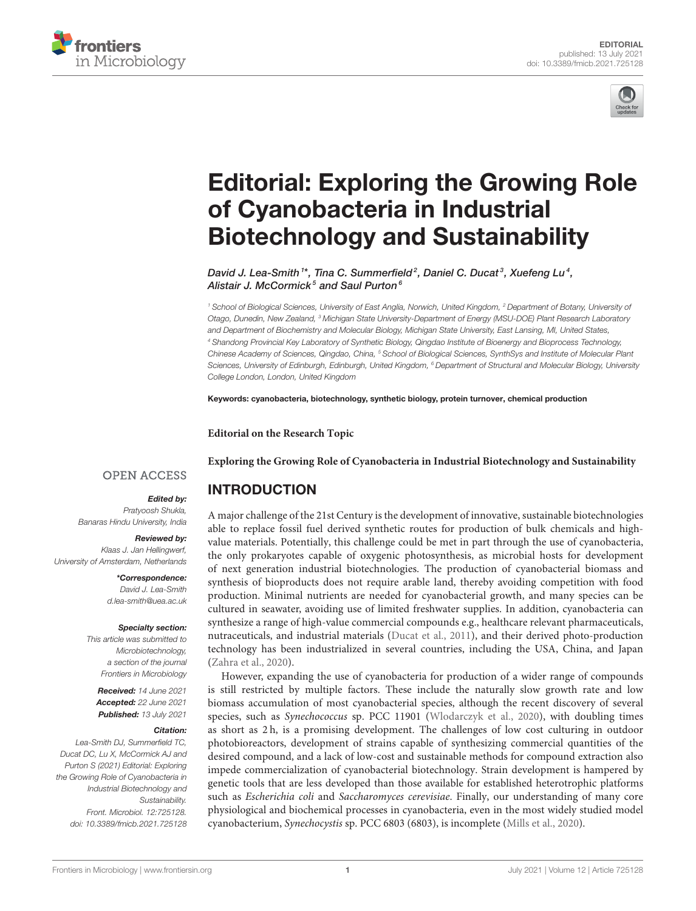EDITORIAL
published: 13 July 2021
doi: 10.3389/fmicb.2021.725128

# Editorial: Exploring the Growing Role of Cyanobacteria in Industrial Biotechnology and Sustainability

*David J. Lea-Smith[1]\*, Tina C. Summerfield[2], Daniel C. Ducat[3], Xuefeng Lu[4], Alistair J. McCormick[5] and Saul Purton[6]*

[1] School of Biological Sciences, University of East Anglia, Norwich, United Kingdom, [2] Department of Botany, University of Otago, Dunedin, New Zealand, [3] Michigan State University-Department of Energy (MSU-DOE) Plant Research Laboratory and Department of Biochemistry and Molecular Biology, Michigan State University, East Lansing, MI, United States, [4] Shandong Provincial Key Laboratory of Synthetic Biology, Qingdao Institute of Bioenergy and Bioprocess Technology, Chinese Academy of Sciences, Qingdao, China, [5] School of Biological Sciences, SynthSys and Institute of Molecular Plant Sciences, University of Edinburgh, Edinburgh, United Kingdom, [6] Department of Structural and Molecular Biology, University College London, London, United Kingdom

**Keywords: cyanobacteria, biotechnology, synthetic biology, protein turnover, chemical production**

**Editorial on the Research Topic**

**Exploring the Growing Role of Cyanobacteria in Industrial Biotechnology and Sustainability**

OPEN ACCESS

***Edited by:***
Pratyoosh Shukla,
Banaras Hindu University, India

***Reviewed by:***
Klaas J. Jan Hellingwerf,
University of Amsterdam, Netherlands

***\*Correspondence:***
David J. Lea-Smith
d.lea-smith@uea.ac.uk

***Specialty section:***
This article was submitted to Microbiotechnology, a section of the journal Frontiers in Microbiology

***Received:*** 14 June 2021
***Accepted:*** 22 June 2021
***Published:*** 13 July 2021

***Citation:***
Lea-Smith DJ, Summerfield TC, Ducat DC, Lu X, McCormick AJ and Purton S (2021) Editorial: Exploring the Growing Role of Cyanobacteria in Industrial Biotechnology and Sustainability. Front. Microbiol. 12:725128. doi: 10.3389/fmicb.2021.725128

## INTRODUCTION

A major challenge of the 21st Century is the development of innovative, sustainable biotechnologies able to replace fossil fuel derived synthetic routes for production of bulk chemicals and high-value materials. Potentially, this challenge could be met in part through the use of cyanobacteria, the only prokaryotes capable of oxygenic photosynthesis, as microbial hosts for development of next generation industrial biotechnologies. The production of cyanobacterial biomass and synthesis of bioproducts does not require arable land, thereby avoiding competition with food production. Minimal nutrients are needed for cyanobacterial growth, and many species can be cultured in seawater, avoiding use of limited freshwater supplies. In addition, cyanobacteria can synthesize a range of high-value commercial compounds e.g., healthcare relevant pharmaceuticals, nutraceuticals, and industrial materials (Ducat et al., 2011), and their derived photo-production technology has been industrialized in several countries, including the USA, China, and Japan (Zahra et al., 2020).

However, expanding the use of cyanobacteria for production of a wider range of compounds is still restricted by multiple factors. These include the naturally slow growth rate and low biomass accumulation of most cyanobacterial species, although the recent discovery of several species, such as *Synechococcus* sp. PCC 11901 (Wlodarczyk et al., 2020), with doubling times as short as 2 h, is a promising development. The challenges of low cost culturing in outdoor photobioreactors, development of strains capable of synthesizing commercial quantities of the desired compound, and a lack of low-cost and sustainable methods for compound extraction also impede commercialization of cyanobacterial biotechnology. Strain development is hampered by genetic tools that are less developed than those available for established heterotrophic platforms such as *Escherichia coli* and *Saccharomyces cerevisiae*. Finally, our understanding of many core physiological and biochemical processes in cyanobacteria, even in the most widely studied model cyanobacterium, *Synechocystis* sp. PCC 6803 (6803), is incomplete (Mills et al., 2020).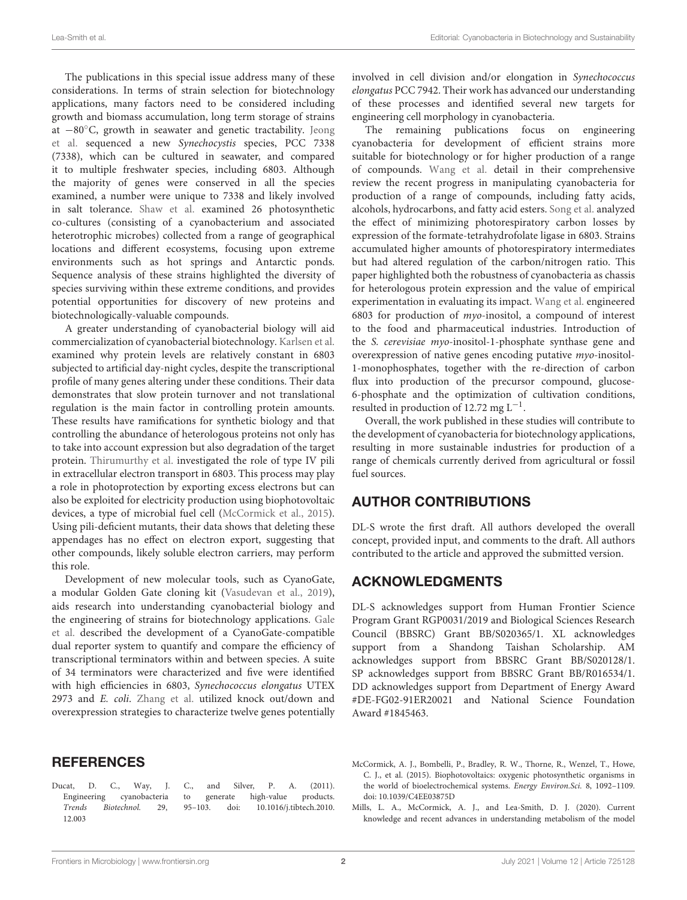The publications in this special issue address many of these considerations. In terms of strain selection for biotechnology applications, many factors need to be considered including growth and biomass accumulation, long term storage of strains at −80°C, growth in seawater and genetic tractability. Jeong et al. sequenced a new *Synechocystis* species, PCC 7338 (7338), which can be cultured in seawater, and compared it to multiple freshwater species, including 6803. Although the majority of genes were conserved in all the species examined, a number were unique to 7338 and likely involved in salt tolerance. Shaw et al. examined 26 photosynthetic co-cultures (consisting of a cyanobacterium and associated heterotrophic microbes) collected from a range of geographical locations and different ecosystems, focusing upon extreme environments such as hot springs and Antarctic ponds. Sequence analysis of these strains highlighted the diversity of species surviving within these extreme conditions, and provides potential opportunities for discovery of new proteins and biotechnologically-valuable compounds.

A greater understanding of cyanobacterial biology will aid commercialization of cyanobacterial biotechnology. Karlsen et al. examined why protein levels are relatively constant in 6803 subjected to artificial day-night cycles, despite the transcriptional profile of many genes altering under these conditions. Their data demonstrates that slow protein turnover and not translational regulation is the main factor in controlling protein amounts. These results have ramifications for synthetic biology and that controlling the abundance of heterologous proteins not only has to take into account expression but also degradation of the target protein. Thirumurthy et al. investigated the role of type IV pili in extracellular electron transport in 6803. This process may play a role in photoprotection by exporting excess electrons but can also be exploited for electricity production using biophotovoltaic devices, a type of microbial fuel cell (McCormick et al., 2015). Using pili-deficient mutants, their data shows that deleting these appendages has no effect on electron export, suggesting that other compounds, likely soluble electron carriers, may perform this role.

Development of new molecular tools, such as CyanoGate, a modular Golden Gate cloning kit (Vasudevan et al., 2019), aids research into understanding cyanobacterial biology and the engineering of strains for biotechnology applications. Gale et al. described the development of a CyanoGate-compatible dual reporter system to quantify and compare the efficiency of transcriptional terminators within and between species. A suite of 34 terminators were characterized and five were identified with high efficiencies in 6803, *Synechococcus elongatus* UTEX 2973 and *E. coli*. Zhang et al. utilized knock out/down and overexpression strategies to characterize twelve genes potentially involved in cell division and/or elongation in *Synechococcus elongatus* PCC 7942. Their work has advanced our understanding of these processes and identified several new targets for engineering cell morphology in cyanobacteria.

The remaining publications focus on engineering cyanobacteria for development of efficient strains more suitable for biotechnology or for higher production of a range of compounds. Wang et al. detail in their comprehensive review the recent progress in manipulating cyanobacteria for production of a range of compounds, including fatty acids, alcohols, hydrocarbons, and fatty acid esters. Song et al. analyzed the effect of minimizing photorespiratory carbon losses by expression of the formate-tetrahydrofolate ligase in 6803. Strains accumulated higher amounts of photorespiratory intermediates but had altered regulation of the carbon/nitrogen ratio. This paper highlighted both the robustness of cyanobacteria as chassis for heterologous protein expression and the value of empirical experimentation in evaluating its impact. Wang et al. engineered 6803 for production of *myo*-inositol, a compound of interest to the food and pharmaceutical industries. Introduction of the *S. cerevisiae myo*-inositol-1-phosphate synthase gene and overexpression of native genes encoding putative *myo*-inositol-1-monophosphates, together with the re-direction of carbon flux into production of the precursor compound, glucose-6-phosphate and the optimization of cultivation conditions, resulted in production of 12.72 mg $L^{-1}$.

Overall, the work published in these studies will contribute to the development of cyanobacteria for biotechnology applications, resulting in more sustainable industries for production of a range of chemicals currently derived from agricultural or fossil fuel sources.

## AUTHOR CONTRIBUTIONS

DL-S wrote the first draft. All authors developed the overall concept, provided input, and comments to the draft. All authors contributed to the article and approved the submitted version.

## ACKNOWLEDGMENTS

DL-S acknowledges support from Human Frontier Science Program Grant RGP0031/2019 and Biological Sciences Research Council (BBSRC) Grant BB/S020365/1. XL acknowledges support from a Shandong Taishan Scholarship. AM acknowledges support from BBSRC Grant BB/S020128/1. SP acknowledges support from BBSRC Grant BB/R016534/1. DD acknowledges support from Department of Energy Award #DE-FG02-91ER20021 and National Science Foundation Award #1845463.

## REFERENCES

Ducat, D. C., Way, J. C., and Silver, P. A. (2011). Engineering cyanobacteria to generate high-value products. *Trends Biotechnol.* 29, 95–103. doi: 10.1016/j.tibtech.2010.12.003

McCormick, A. J., Bombelli, P., Bradley, R. W., Thorne, R., Wenzel, T., Howe, C. J., et al. (2015). Biophotovoltaics: oxygenic photosynthetic organisms in the world of bioelectrochemical systems. *Energy Environ.Sci.* 8, 1092–1109. doi: 10.1039/C4EE03875D

Mills, L. A., McCormick, A. J., and Lea-Smith, D. J. (2020). Current knowledge and recent advances in understanding metabolism of the model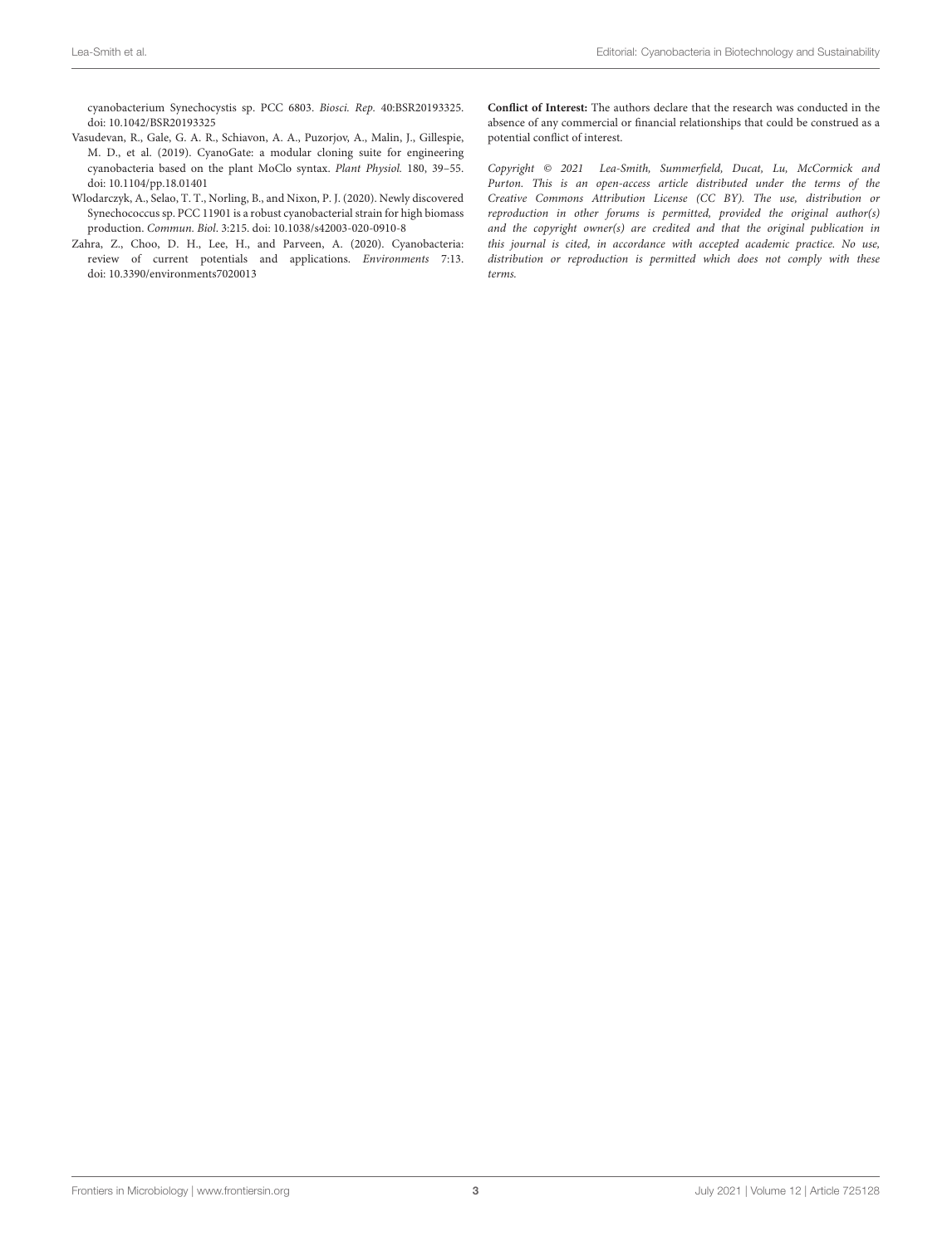cyanobacterium Synechocystis sp. PCC 6803. *Biosci. Rep.* 40:BSR20193325. doi: 10.1042/BSR20193325

Vasudevan, R., Gale, G. A. R., Schiavon, A. A., Puzorjov, A., Malin, J., Gillespie, M. D., et al. (2019). CyanoGate: a modular cloning suite for engineering cyanobacteria based on the plant MoClo syntax. *Plant Physiol.* 180, 39–55. doi: 10.1104/pp.18.01401

Wlodarczyk, A., Selao, T. T., Norling, B., and Nixon, P. J. (2020). Newly discovered Synechococcus sp. PCC 11901 is a robust cyanobacterial strain for high biomass production. *Commun. Biol.* 3:215. doi: 10.1038/s42003-020-0910-8

Zahra, Z., Choo, D. H., Lee, H., and Parveen, A. (2020). Cyanobacteria: review of current potentials and applications. *Environments* 7:13. doi: 10.3390/environments7020013

**Conflict of Interest:** The authors declare that the research was conducted in the absence of any commercial or financial relationships that could be construed as a potential conflict of interest.

*Copyright © 2021 Lea-Smith, Summerfield, Ducat, Lu, McCormick and Purton. This is an open-access article distributed under the terms of the Creative Commons Attribution License (CC BY). The use, distribution or reproduction in other forums is permitted, provided the original author(s) and the copyright owner(s) are credited and that the original publication in this journal is cited, in accordance with accepted academic practice. No use, distribution or reproduction is permitted which does not comply with these terms.*